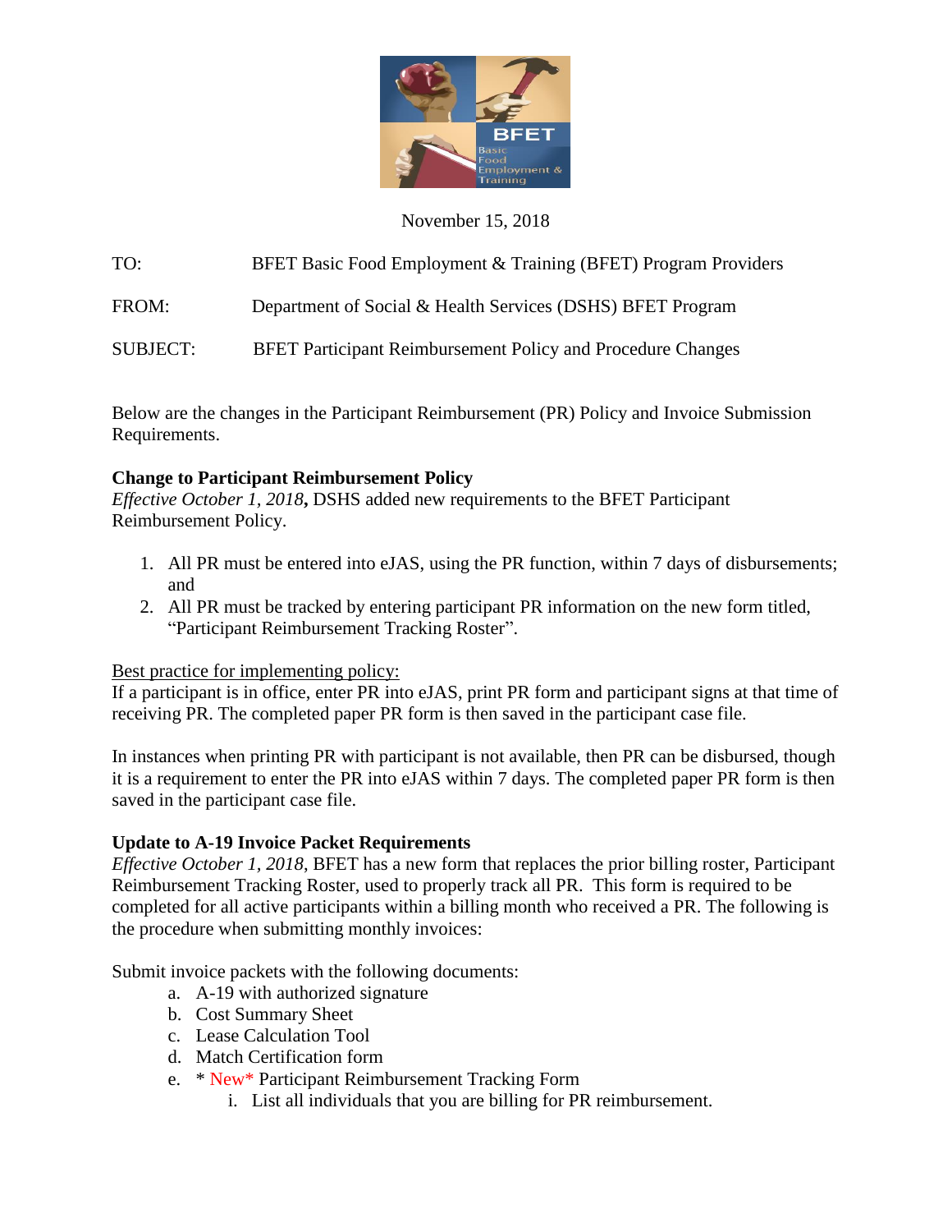November 15, 2018

TO: BFET Basic Food Employment & Training (BFET) Program Providers

FROM: Department of Social & Health Services (DSHS) BFET Program

SUBJECT: BFET Participant Reimbursement Policy and Procedure Changes

Below are the changes in the Participant Reimbursement (PR) Policy and Invoice Submission Requirements.

**Change to Participant Reimbursement Policy**
*Effective October 1, 2018***,** DSHS added new requirements to the BFET Participant Reimbursement Policy.

1. All PR must be entered into eJAS, using the PR function, within 7 days of disbursements; and
2. All PR must be tracked by entering participant PR information on the new form titled, "Participant Reimbursement Tracking Roster".

<u>Best practice for implementing policy:</u>
If a participant is in office, enter PR into eJAS, print PR form and participant signs at that time of receiving PR. The completed paper PR form is then saved in the participant case file.

In instances when printing PR with participant is not available, then PR can be disbursed, though it is a requirement to enter the PR into eJAS within 7 days. The completed paper PR form is then saved in the participant case file.

**Update to A-19 Invoice Packet Requirements**
*Effective October 1, 2018*, BFET has a new form that replaces the prior billing roster, Participant Reimbursement Tracking Roster, used to properly track all PR. This form is required to be completed for all active participants within a billing month who received a PR. The following is the procedure when submitting monthly invoices:

Submit invoice packets with the following documents:

a. A-19 with authorized signature
b. Cost Summary Sheet
c. Lease Calculation Tool
d. Match Certification form
e. * New* Participant Reimbursement Tracking Form
    i. List all individuals that you are billing for PR reimbursement.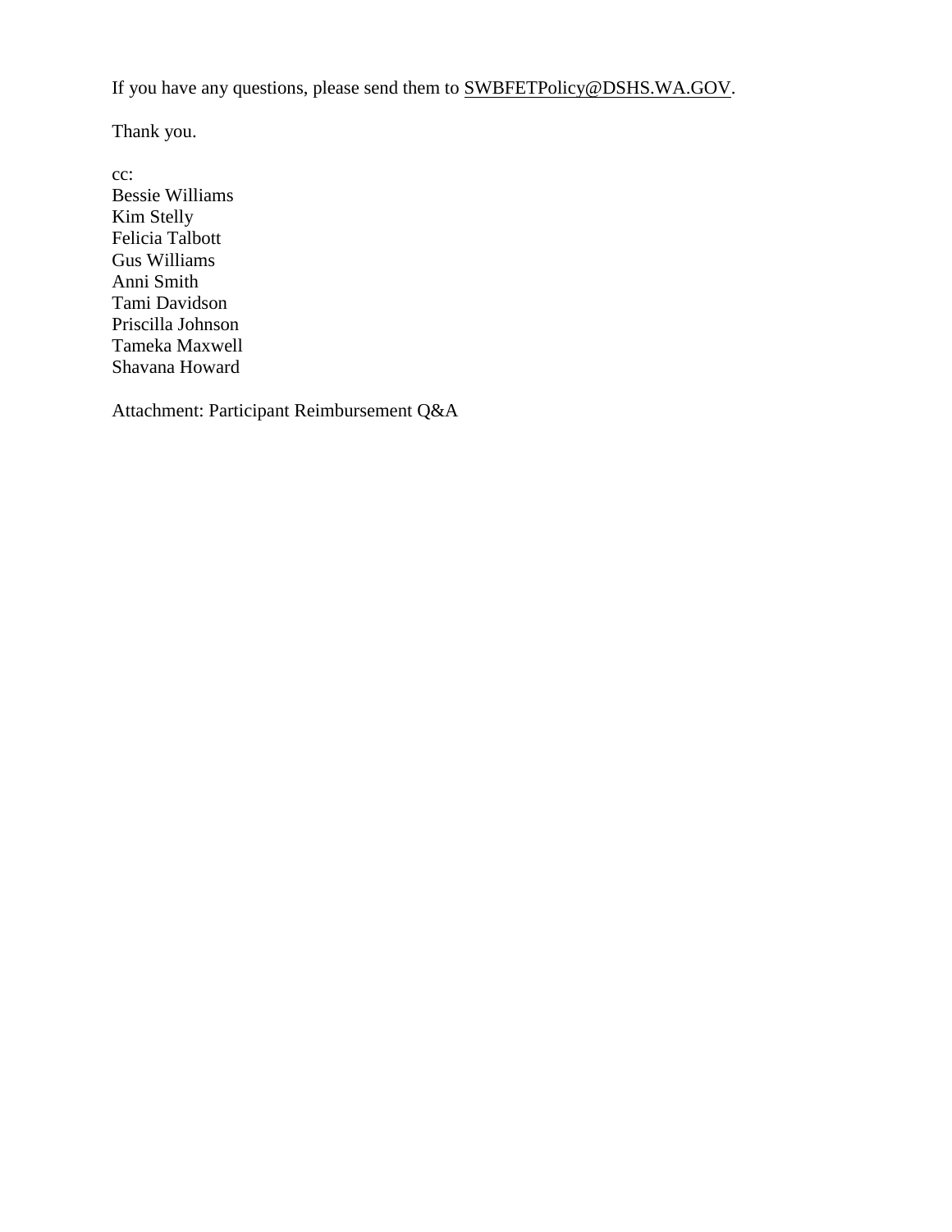If you have any questions, please send them to SWBFETPolicy@DSHS.WA.GOV.

Thank you.

cc:
Bessie Williams
Kim Stelly
Felicia Talbott
Gus Williams
Anni Smith
Tami Davidson
Priscilla Johnson
Tameka Maxwell
Shavana Howard

Attachment: Participant Reimbursement Q&A